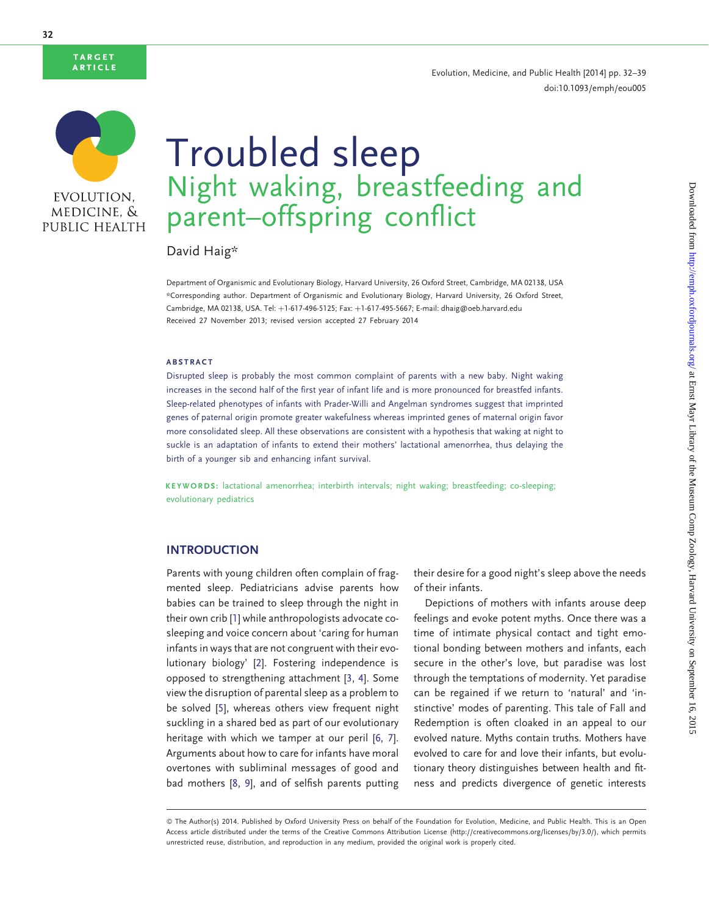TARGET ARTICLE

# Troubled sleep

## Night waking, breastfeeding and parent–offspring conflict

David Haig*

Department of Organismic and Evolutionary Biology, Harvard University, 26 Oxford Street, Cambridge, MA 02138, USA
*Corresponding author. Department of Organismic and Evolutionary Biology, Harvard University, 26 Oxford Street, Cambridge, MA 02138, USA. Tel: +1-617-496-5125; Fax: +1-617-495-5667; E-mail: dhaig@oeb.harvard.edu
Received 27 November 2013; revised version accepted 27 February 2014

### ABSTRACT

Disrupted sleep is probably the most common complaint of parents with a new baby. Night waking increases in the second half of the first year of infant life and is more pronounced for breastfed infants. Sleep-related phenotypes of infants with Prader-Willi and Angelman syndromes suggest that imprinted genes of paternal origin promote greater wakefulness whereas imprinted genes of maternal origin favor more consolidated sleep. All these observations are consistent with a hypothesis that waking at night to suckle is an adaptation of infants to extend their mothers' lactational amenorrhea, thus delaying the birth of a younger sib and enhancing infant survival.

**KEYWORDS:** lactational amenorrhea; interbirth intervals; night waking; breastfeeding; co-sleeping; evolutionary pediatrics

## INTRODUCTION

Parents with young children often complain of fragmented sleep. Pediatricians advise parents how babies can be trained to sleep through the night in their own crib [1] while anthropologists advocate co-sleeping and voice concern about 'caring for human infants in ways that are not congruent with their evolutionary biology' [2]. Fostering independence is opposed to strengthening attachment [3, 4]. Some view the disruption of parental sleep as a problem to be solved [5], whereas others view frequent night suckling in a shared bed as part of our evolutionary heritage with which we tamper at our peril [6, 7]. Arguments about how to care for infants have moral overtones with subliminal messages of good and bad mothers [8, 9], and of selfish parents putting their desire for a good night's sleep above the needs of their infants.

Depictions of mothers with infants arouse deep feelings and evoke potent myths. Once there was a time of intimate physical contact and tight emotional bonding between mothers and infants, each secure in the other's love, but paradise was lost through the temptations of modernity. Yet paradise can be regained if we return to 'natural' and 'instinctive' modes of parenting. This tale of Fall and Redemption is often cloaked in an appeal to our evolved nature. Myths contain truths. Mothers have evolved to care for and love their infants, but evolutionary theory distinguishes between health and fitness and predicts divergence of genetic interests

© The Author(s) 2014. Published by Oxford University Press on behalf of the Foundation for Evolution, Medicine, and Public Health. This is an Open Access article distributed under the terms of the Creative Commons Attribution License (http://creativecommons.org/licenses/by/3.0/), which permits unrestricted reuse, distribution, and reproduction in any medium, provided the original work is properly cited.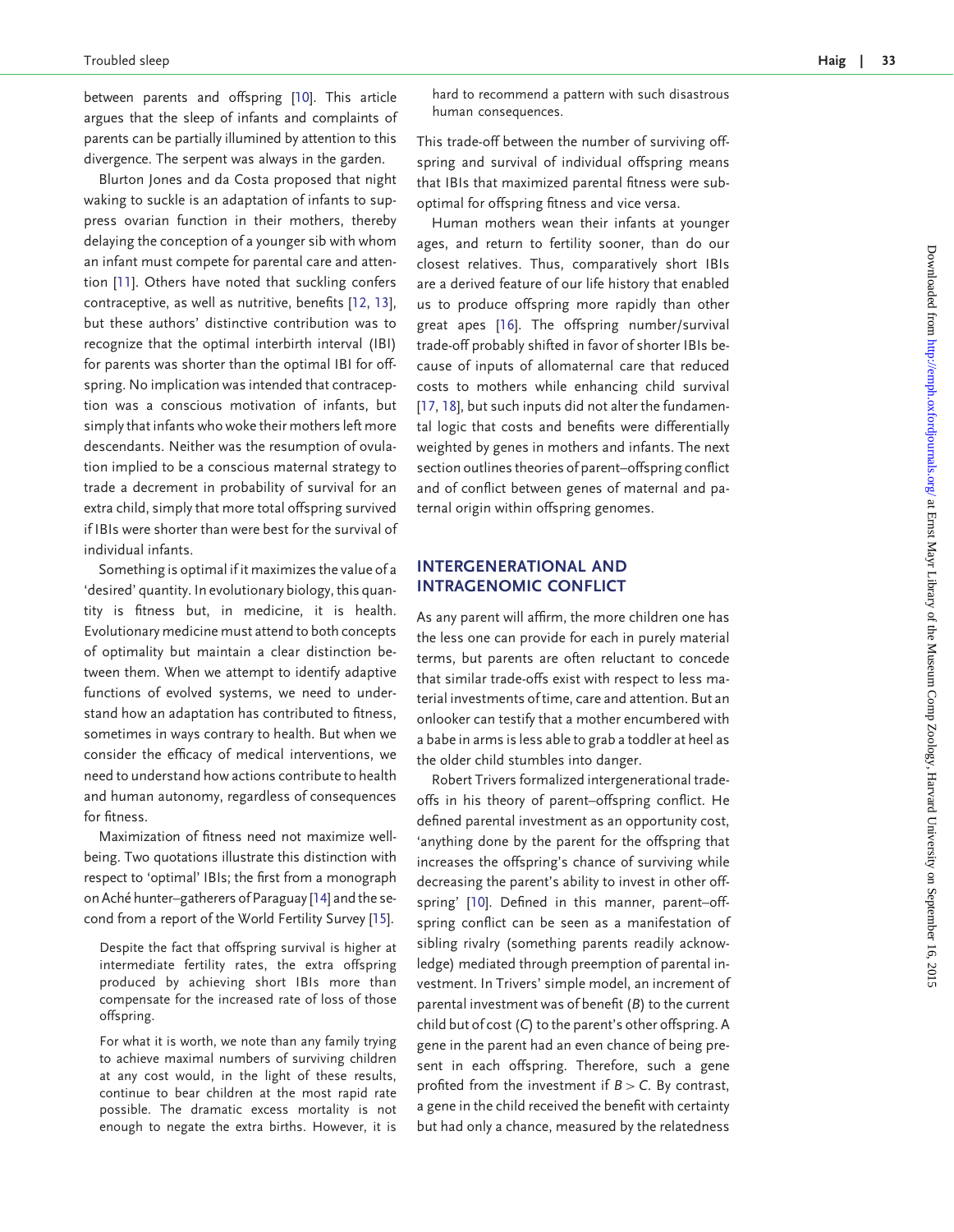between parents and offspring [10]. This article argues that the sleep of infants and complaints of parents can be partially illumined by attention to this divergence. The serpent was always in the garden.

Blurton Jones and da Costa proposed that night waking to suckle is an adaptation of infants to suppress ovarian function in their mothers, thereby delaying the conception of a younger sib with whom an infant must compete for parental care and attention [11]. Others have noted that suckling confers contraceptive, as well as nutritive, benefits [12, 13], but these authors' distinctive contribution was to recognize that the optimal interbirth interval (IBI) for parents was shorter than the optimal IBI for offspring. No implication was intended that contraception was a conscious motivation of infants, but simply that infants who woke their mothers left more descendants. Neither was the resumption of ovulation implied to be a conscious maternal strategy to trade a decrement in probability of survival for an extra child, simply that more total offspring survived if IBIs were shorter than were best for the survival of individual infants.

Something is optimal if it maximizes the value of a 'desired' quantity. In evolutionary biology, this quantity is fitness but, in medicine, it is health. Evolutionary medicine must attend to both concepts of optimality but maintain a clear distinction between them. When we attempt to identify adaptive functions of evolved systems, we need to understand how an adaptation has contributed to fitness, sometimes in ways contrary to health. But when we consider the efficacy of medical interventions, we need to understand how actions contribute to health and human autonomy, regardless of consequences for fitness.

Maximization of fitness need not maximize well-being. Two quotations illustrate this distinction with respect to 'optimal' IBIs; the first from a monograph on Aché hunter–gatherers of Paraguay [14] and the second from a report of the World Fertility Survey [15].

> Despite the fact that offspring survival is higher at intermediate fertility rates, the extra offspring produced by achieving short IBIs more than compensate for the increased rate of loss of those offspring.

> For what it is worth, we note than any family trying to achieve maximal numbers of surviving children at any cost would, in the light of these results, continue to bear children at the most rapid rate possible. The dramatic excess mortality is not enough to negate the extra births. However, it is hard to recommend a pattern with such disastrous human consequences.

This trade-off between the number of surviving offspring and survival of individual offspring means that IBIs that maximized parental fitness were suboptimal for offspring fitness and vice versa.

Human mothers wean their infants at younger ages, and return to fertility sooner, than do our closest relatives. Thus, comparatively short IBIs are a derived feature of our life history that enabled us to produce offspring more rapidly than other great apes [16]. The offspring number/survival trade-off probably shifted in favor of shorter IBIs because of inputs of allomaternal care that reduced costs to mothers while enhancing child survival [17, 18], but such inputs did not alter the fundamental logic that costs and benefits were differentially weighted by genes in mothers and infants. The next section outlines theories of parent–offspring conflict and of conflict between genes of maternal and paternal origin within offspring genomes.

## INTERGENERATIONAL AND INTRAGENOMIC CONFLICT

As any parent will affirm, the more children one has the less one can provide for each in purely material terms, but parents are often reluctant to concede that similar trade-offs exist with respect to less material investments of time, care and attention. But an onlooker can testify that a mother encumbered with a babe in arms is less able to grab a toddler at heel as the older child stumbles into danger.

Robert Trivers formalized intergenerational trade-offs in his theory of parent–offspring conflict. He defined parental investment as an opportunity cost, 'anything done by the parent for the offspring that increases the offspring's chance of surviving while decreasing the parent's ability to invest in other offspring' [10]. Defined in this manner, parent–offspring conflict can be seen as a manifestation of sibling rivalry (something parents readily acknowledge) mediated through preemption of parental investment. In Trivers' simple model, an increment of parental investment was of benefit ($B$) to the current child but of cost ($C$) to the parent's other offspring. A gene in the parent had an even chance of being present in each offspring. Therefore, such a gene profited from the investment if $B > C$. By contrast, a gene in the child received the benefit with certainty but had only a chance, measured by the relatedness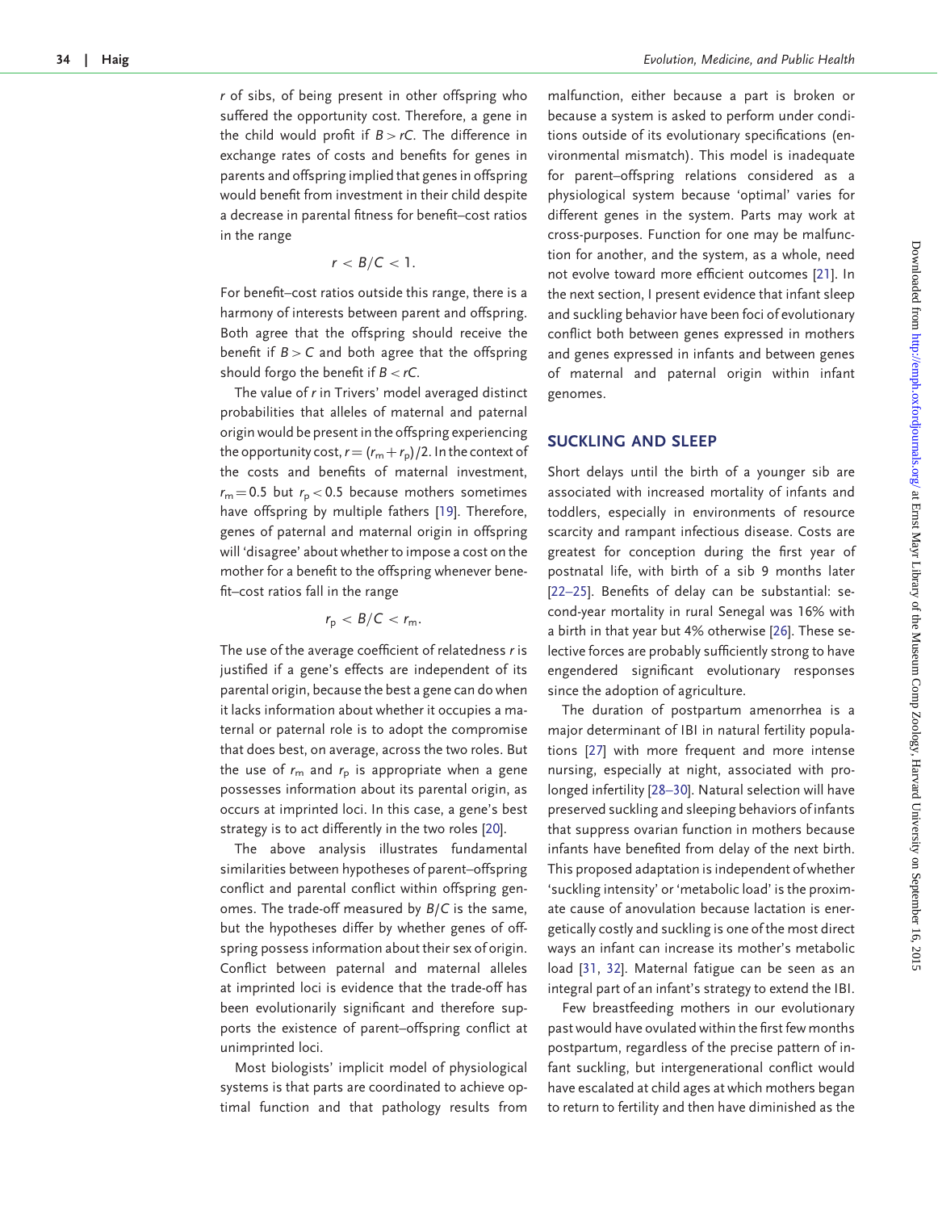$r$ of sibs, of being present in other offspring who suffered the opportunity cost. Therefore, a gene in the child would profit if $B > rC$. The difference in exchange rates of costs and benefits for genes in parents and offspring implied that genes in offspring would benefit from investment in their child despite a decrease in parental fitness for benefit–cost ratios in the range

$$r < B/C < 1.$$

For benefit–cost ratios outside this range, there is a harmony of interests between parent and offspring. Both agree that the offspring should receive the benefit if $B > C$ and both agree that the offspring should forgo the benefit if $B < rC$.

The value of $r$ in Trivers' model averaged distinct probabilities that alleles of maternal and paternal origin would be present in the offspring experiencing the opportunity cost, $r = (r_m + r_p)/2$. In the context of the costs and benefits of maternal investment, $r_m = 0.5$ but $r_p < 0.5$ because mothers sometimes have offspring by multiple fathers [19]. Therefore, genes of paternal and maternal origin in offspring will 'disagree' about whether to impose a cost on the mother for a benefit to the offspring whenever benefit–cost ratios fall in the range

$$r_p < B/C < r_m.$$

The use of the average coefficient of relatedness $r$ is justified if a gene's effects are independent of its parental origin, because the best a gene can do when it lacks information about whether it occupies a maternal or paternal role is to adopt the compromise that does best, on average, across the two roles. But the use of $r_m$ and $r_p$ is appropriate when a gene possesses information about its parental origin, as occurs at imprinted loci. In this case, a gene's best strategy is to act differently in the two roles [20].

The above analysis illustrates fundamental similarities between hypotheses of parent–offspring conflict and parental conflict within offspring genomes. The trade-off measured by $B/C$ is the same, but the hypotheses differ by whether genes of offspring possess information about their sex of origin. Conflict between paternal and maternal alleles at imprinted loci is evidence that the trade-off has been evolutionarily significant and therefore supports the existence of parent–offspring conflict at unimprinted loci.

Most biologists' implicit model of physiological systems is that parts are coordinated to achieve optimal function and that pathology results from malfunction, either because a part is broken or because a system is asked to perform under conditions outside of its evolutionary specifications (environmental mismatch). This model is inadequate for parent–offspring relations considered as a physiological system because 'optimal' varies for different genes in the system. Parts may work at cross-purposes. Function for one may be malfunction for another, and the system, as a whole, need not evolve toward more efficient outcomes [21]. In the next section, I present evidence that infant sleep and suckling behavior have been foci of evolutionary conflict both between genes expressed in mothers and genes expressed in infants and between genes of maternal and paternal origin within infant genomes.

## SUCKLING AND SLEEP

Short delays until the birth of a younger sib are associated with increased mortality of infants and toddlers, especially in environments of resource scarcity and rampant infectious disease. Costs are greatest for conception during the first year of postnatal life, with birth of a sib 9 months later [22–25]. Benefits of delay can be substantial: second-year mortality in rural Senegal was 16% with a birth in that year but 4% otherwise [26]. These selective forces are probably sufficiently strong to have engendered significant evolutionary responses since the adoption of agriculture.

The duration of postpartum amenorrhea is a major determinant of IBI in natural fertility populations [27] with more frequent and more intense nursing, especially at night, associated with prolonged infertility [28–30]. Natural selection will have preserved suckling and sleeping behaviors of infants that suppress ovarian function in mothers because infants have benefited from delay of the next birth. This proposed adaptation is independent of whether 'suckling intensity' or 'metabolic load' is the proximate cause of anovulation because lactation is energetically costly and suckling is one of the most direct ways an infant can increase its mother's metabolic load [31, 32]. Maternal fatigue can be seen as an integral part of an infant's strategy to extend the IBI.

Few breastfeeding mothers in our evolutionary past would have ovulated within the first few months postpartum, regardless of the precise pattern of infant suckling, but intergenerational conflict would have escalated at child ages at which mothers began to return to fertility and then have diminished as the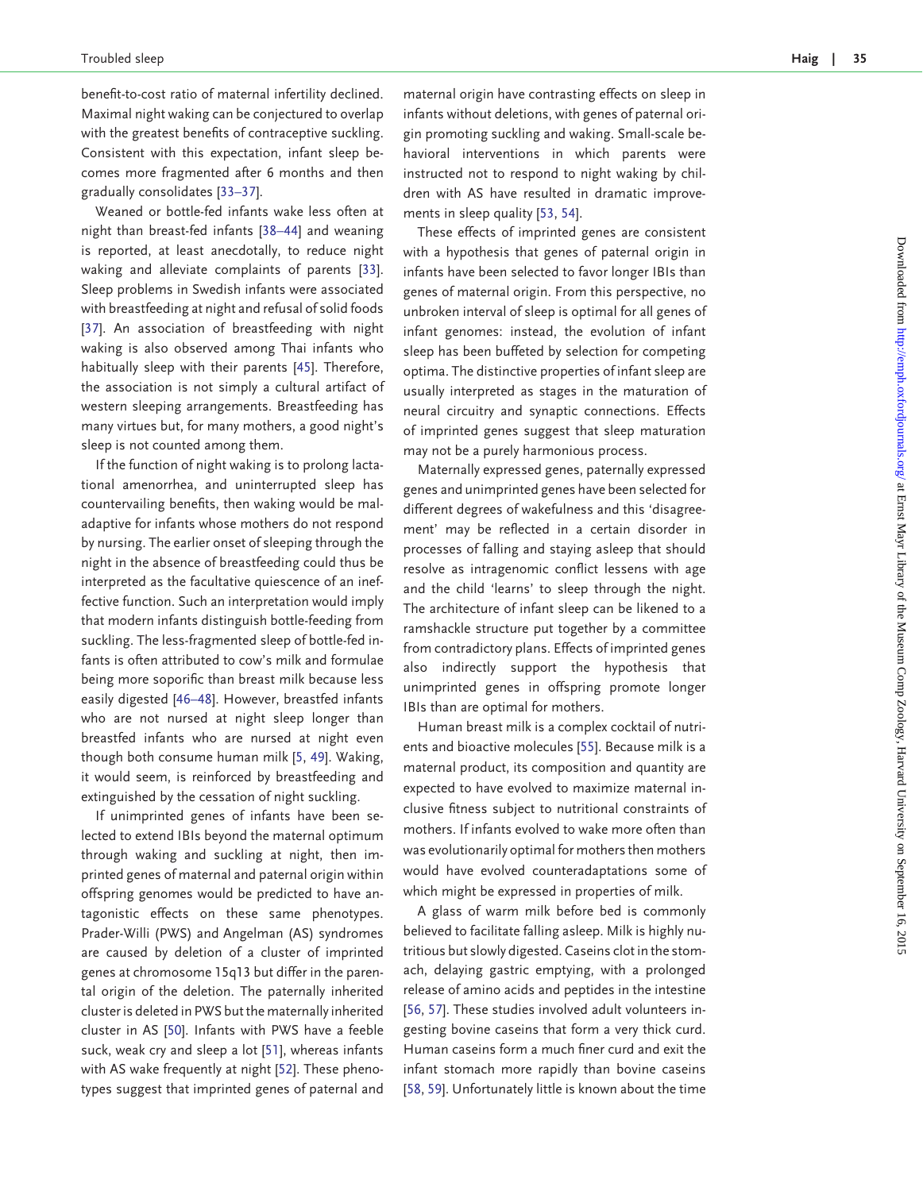benefit-to-cost ratio of maternal infertility declined. Maximal night waking can be conjectured to overlap with the greatest benefits of contraceptive suckling. Consistent with this expectation, infant sleep becomes more fragmented after 6 months and then gradually consolidates [33–37].

Weaned or bottle-fed infants wake less often at night than breast-fed infants [38–44] and weaning is reported, at least anecdotally, to reduce night waking and alleviate complaints of parents [33]. Sleep problems in Swedish infants were associated with breastfeeding at night and refusal of solid foods [37]. An association of breastfeeding with night waking is also observed among Thai infants who habitually sleep with their parents [45]. Therefore, the association is not simply a cultural artifact of western sleeping arrangements. Breastfeeding has many virtues but, for many mothers, a good night's sleep is not counted among them.

If the function of night waking is to prolong lactational amenorrhea, and uninterrupted sleep has countervailing benefits, then waking would be maladaptive for infants whose mothers do not respond by nursing. The earlier onset of sleeping through the night in the absence of breastfeeding could thus be interpreted as the facultative quiescence of an ineffective function. Such an interpretation would imply that modern infants distinguish bottle-feeding from suckling. The less-fragmented sleep of bottle-fed infants is often attributed to cow's milk and formulae being more soporific than breast milk because less easily digested [46–48]. However, breastfed infants who are not nursed at night sleep longer than breastfed infants who are nursed at night even though both consume human milk [5, 49]. Waking, it would seem, is reinforced by breastfeeding and extinguished by the cessation of night suckling.

If unimprinted genes of infants have been selected to extend IBIs beyond the maternal optimum through waking and suckling at night, then imprinted genes of maternal and paternal origin within offspring genomes would be predicted to have antagonistic effects on these same phenotypes. Prader-Willi (PWS) and Angelman (AS) syndromes are caused by deletion of a cluster of imprinted genes at chromosome 15q13 but differ in the parental origin of the deletion. The paternally inherited cluster is deleted in PWS but the maternally inherited cluster in AS [50]. Infants with PWS have a feeble suck, weak cry and sleep a lot [51], whereas infants with AS wake frequently at night [52]. These phenotypes suggest that imprinted genes of paternal and maternal origin have contrasting effects on sleep in infants without deletions, with genes of paternal origin promoting suckling and waking. Small-scale behavioral interventions in which parents were instructed not to respond to night waking by children with AS have resulted in dramatic improvements in sleep quality [53, 54].

These effects of imprinted genes are consistent with a hypothesis that genes of paternal origin in infants have been selected to favor longer IBIs than genes of maternal origin. From this perspective, no unbroken interval of sleep is optimal for all genes of infant genomes: instead, the evolution of infant sleep has been buffeted by selection for competing optima. The distinctive properties of infant sleep are usually interpreted as stages in the maturation of neural circuitry and synaptic connections. Effects of imprinted genes suggest that sleep maturation may not be a purely harmonious process.

Maternally expressed genes, paternally expressed genes and unimprinted genes have been selected for different degrees of wakefulness and this 'disagreement' may be reflected in a certain disorder in processes of falling and staying asleep that should resolve as intragenomic conflict lessens with age and the child 'learns' to sleep through the night. The architecture of infant sleep can be likened to a ramshackle structure put together by a committee from contradictory plans. Effects of imprinted genes also indirectly support the hypothesis that unimprinted genes in offspring promote longer IBIs than are optimal for mothers.

Human breast milk is a complex cocktail of nutrients and bioactive molecules [55]. Because milk is a maternal product, its composition and quantity are expected to have evolved to maximize maternal inclusive fitness subject to nutritional constraints of mothers. If infants evolved to wake more often than was evolutionarily optimal for mothers then mothers would have evolved counteradaptations some of which might be expressed in properties of milk.

A glass of warm milk before bed is commonly believed to facilitate falling asleep. Milk is highly nutritious but slowly digested. Caseins clot in the stomach, delaying gastric emptying, with a prolonged release of amino acids and peptides in the intestine [56, 57]. These studies involved adult volunteers ingesting bovine caseins that form a very thick curd. Human caseins form a much finer curd and exit the infant stomach more rapidly than bovine caseins [58, 59]. Unfortunately little is known about the time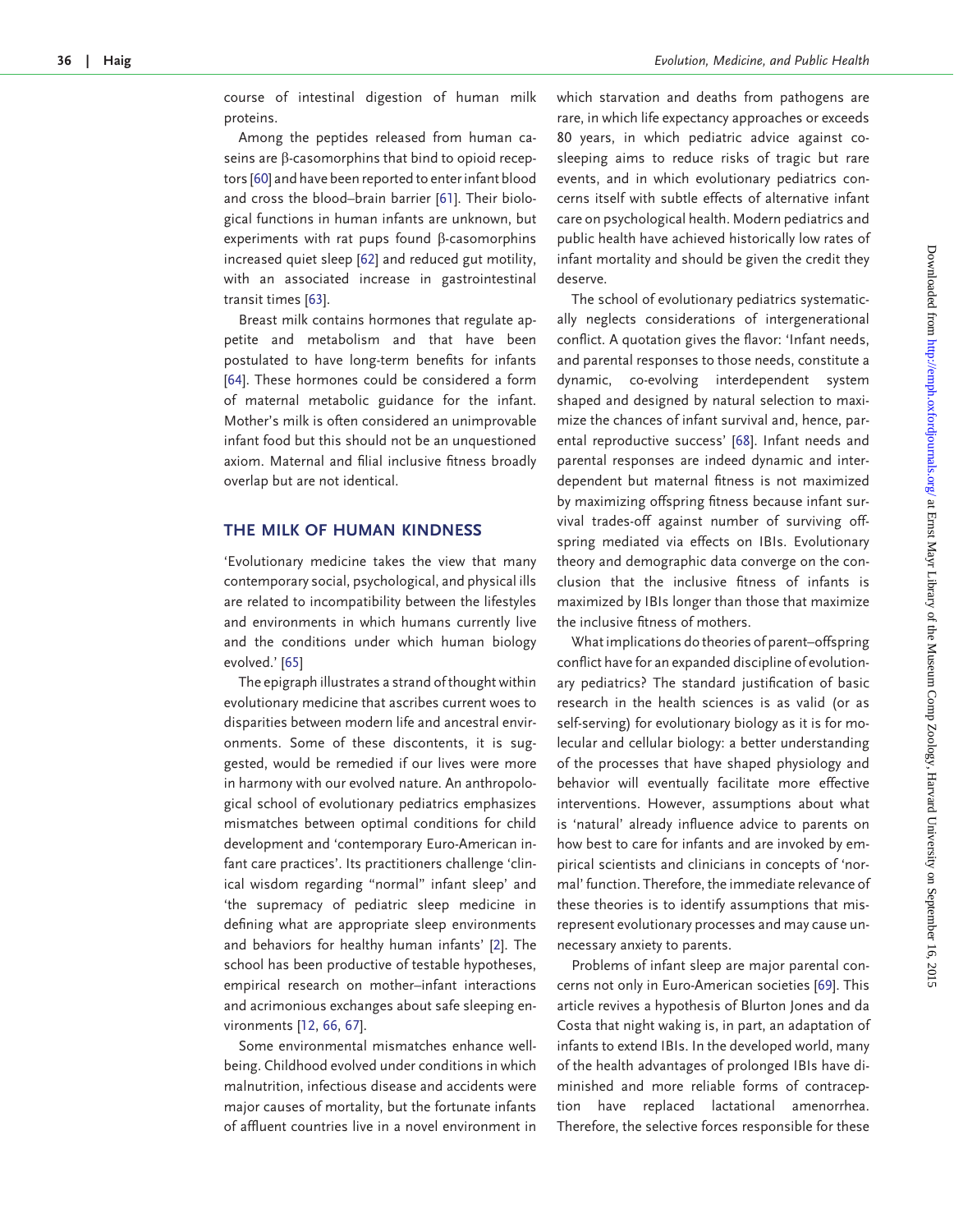course of intestinal digestion of human milk proteins.

Among the peptides released from human caseins are β-casomorphins that bind to opioid receptors [60] and have been reported to enter infant blood and cross the blood–brain barrier [61]. Their biological functions in human infants are unknown, but experiments with rat pups found β-casomorphins increased quiet sleep [62] and reduced gut motility, with an associated increase in gastrointestinal transit times [63].

Breast milk contains hormones that regulate appetite and metabolism and that have been postulated to have long-term benefits for infants [64]. These hormones could be considered a form of maternal metabolic guidance for the infant. Mother's milk is often considered an unimprovable infant food but this should not be an unquestioned axiom. Maternal and filial inclusive fitness broadly overlap but are not identical.

## THE MILK OF HUMAN KINDNESS

'Evolutionary medicine takes the view that many contemporary social, psychological, and physical ills are related to incompatibility between the lifestyles and environments in which humans currently live and the conditions under which human biology evolved.' [65]

The epigraph illustrates a strand of thought within evolutionary medicine that ascribes current woes to disparities between modern life and ancestral environments. Some of these discontents, it is suggested, would be remedied if our lives were more in harmony with our evolved nature. An anthropological school of evolutionary pediatrics emphasizes mismatches between optimal conditions for child development and 'contemporary Euro-American infant care practices'. Its practitioners challenge 'clinical wisdom regarding "normal" infant sleep' and 'the supremacy of pediatric sleep medicine in defining what are appropriate sleep environments and behaviors for healthy human infants' [2]. The school has been productive of testable hypotheses, empirical research on mother–infant interactions and acrimonious exchanges about safe sleeping environments [12, 66, 67].

Some environmental mismatches enhance well-being. Childhood evolved under conditions in which malnutrition, infectious disease and accidents were major causes of mortality, but the fortunate infants of affluent countries live in a novel environment in which starvation and deaths from pathogens are rare, in which life expectancy approaches or exceeds 80 years, in which pediatric advice against co-sleeping aims to reduce risks of tragic but rare events, and in which evolutionary pediatrics concerns itself with subtle effects of alternative infant care on psychological health. Modern pediatrics and public health have achieved historically low rates of infant mortality and should be given the credit they deserve.

The school of evolutionary pediatrics systematically neglects considerations of intergenerational conflict. A quotation gives the flavor: 'Infant needs, and parental responses to those needs, constitute a dynamic, co-evolving interdependent system shaped and designed by natural selection to maximize the chances of infant survival and, hence, parental reproductive success' [68]. Infant needs and parental responses are indeed dynamic and interdependent but maternal fitness is not maximized by maximizing offspring fitness because infant survival trades-off against number of surviving offspring mediated via effects on IBIs. Evolutionary theory and demographic data converge on the conclusion that the inclusive fitness of infants is maximized by IBIs longer than those that maximize the inclusive fitness of mothers.

What implications do theories of parent–offspring conflict have for an expanded discipline of evolutionary pediatrics? The standard justification of basic research in the health sciences is as valid (or as self-serving) for evolutionary biology as it is for molecular and cellular biology: a better understanding of the processes that have shaped physiology and behavior will eventually facilitate more effective interventions. However, assumptions about what is 'natural' already influence advice to parents on how best to care for infants and are invoked by empirical scientists and clinicians in concepts of 'normal' function. Therefore, the immediate relevance of these theories is to identify assumptions that misrepresent evolutionary processes and may cause unnecessary anxiety to parents.

Problems of infant sleep are major parental concerns not only in Euro-American societies [69]. This article revives a hypothesis of Blurton Jones and da Costa that night waking is, in part, an adaptation of infants to extend IBIs. In the developed world, many of the health advantages of prolonged IBIs have diminished and more reliable forms of contraception have replaced lactational amenorrhea. Therefore, the selective forces responsible for these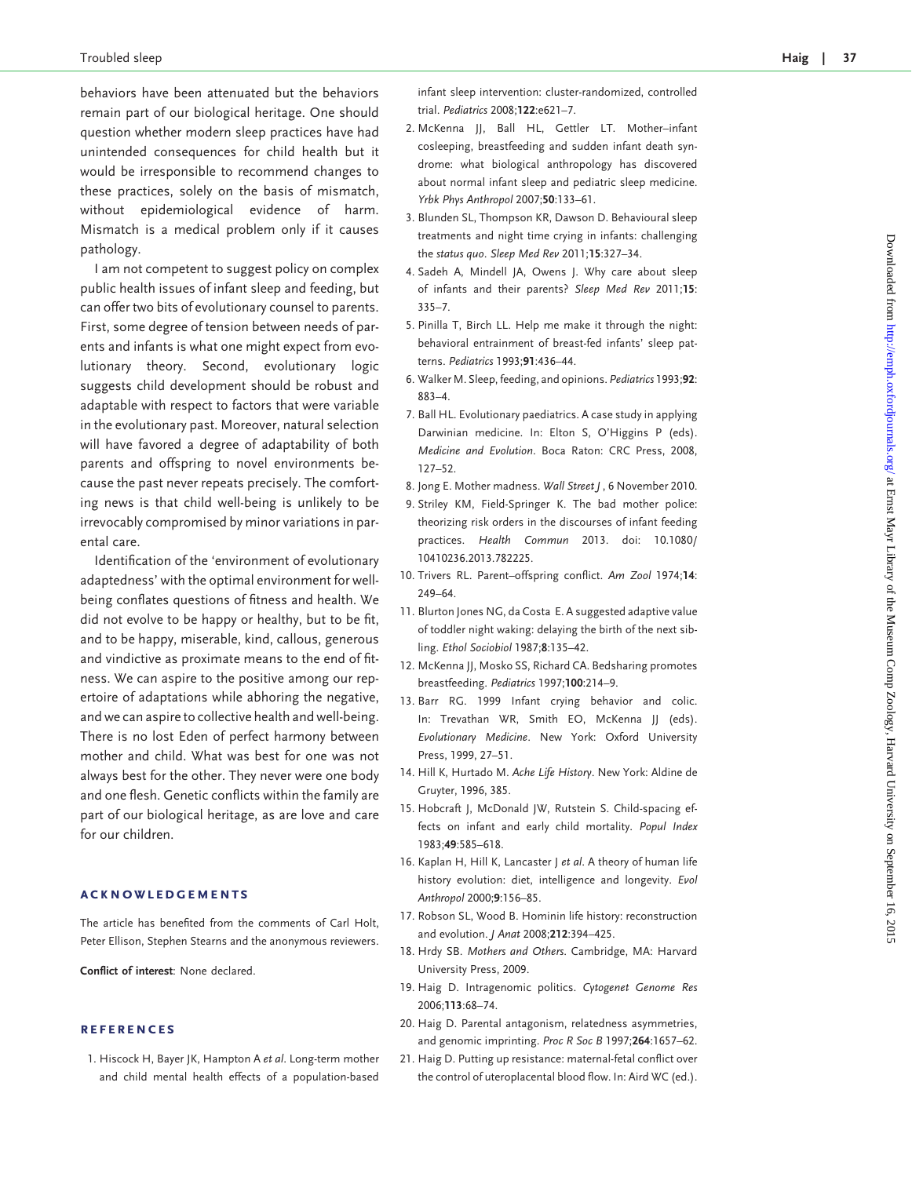behaviors have been attenuated but the behaviors remain part of our biological heritage. One should question whether modern sleep practices have had unintended consequences for child health but it would be irresponsible to recommend changes to these practices, solely on the basis of mismatch, without epidemiological evidence of harm. Mismatch is a medical problem only if it causes pathology.

I am not competent to suggest policy on complex public health issues of infant sleep and feeding, but can offer two bits of evolutionary counsel to parents. First, some degree of tension between needs of parents and infants is what one might expect from evolutionary theory. Second, evolutionary logic suggests child development should be robust and adaptable with respect to factors that were variable in the evolutionary past. Moreover, natural selection will have favored a degree of adaptability of both parents and offspring to novel environments because the past never repeats precisely. The comforting news is that child well-being is unlikely to be irrevocably compromised by minor variations in parental care.

Identification of the 'environment of evolutionary adaptedness' with the optimal environment for well-being conflates questions of fitness and health. We did not evolve to be happy or healthy, but to be fit, and to be happy, miserable, kind, callous, generous and vindictive as proximate means to the end of fitness. We can aspire to the positive among our repertoire of adaptations while abhoring the negative, and we can aspire to collective health and well-being. There is no lost Eden of perfect harmony between mother and child. What was best for one was not always best for the other. They never were one body and one flesh. Genetic conflicts within the family are part of our biological heritage, as are love and care for our children.

## ACKNOWLEDGEMENTS

The article has benefited from the comments of Carl Holt, Peter Ellison, Stephen Stearns and the anonymous reviewers.

**Conflict of interest**: None declared.

## REFERENCES

1. Hiscock H, Bayer JK, Hampton A *et al*. Long-term mother and child mental health effects of a population-based infant sleep intervention: cluster-randomized, controlled trial. *Pediatrics* 2008;**122**:e621–7.
2. McKenna JJ, Ball HL, Gettler LT. Mother–infant cosleeping, breastfeeding and sudden infant death syndrome: what biological anthropology has discovered about normal infant sleep and pediatric sleep medicine. *Yrbk Phys Anthropol* 2007;**50**:133–61.
3. Blunden SL, Thompson KR, Dawson D. Behavioural sleep treatments and night time crying in infants: challenging the *status quo*. *Sleep Med Rev* 2011;**15**:327–34.
4. Sadeh A, Mindell JA, Owens J. Why care about sleep of infants and their parents? *Sleep Med Rev* 2011;**15**: 335–7.
5. Pinilla T, Birch LL. Help me make it through the night: behavioral entrainment of breast-fed infants' sleep patterns. *Pediatrics* 1993;**91**:436–44.
6. Walker M. Sleep, feeding, and opinions. *Pediatrics* 1993;**92**: 883–4.
7. Ball HL. Evolutionary paediatrics. A case study in applying Darwinian medicine. In: Elton S, O'Higgins P (eds). *Medicine and Evolution*. Boca Raton: CRC Press, 2008, 127–52.
8. Jong E. Mother madness. *Wall Street J*, 6 November 2010.
9. Striley KM, Field-Springer K. The bad mother police: theorizing risk orders in the discourses of infant feeding practices. *Health Commun* 2013. doi: 10.1080/10410236.2013.782225.
10. Trivers RL. Parent–offspring conflict. *Am Zool* 1974;**14**: 249–64.
11. Blurton Jones NG, da Costa E. A suggested adaptive value of toddler night waking: delaying the birth of the next sibling. *Ethol Sociobiol* 1987;**8**:135–42.
12. McKenna JJ, Mosko SS, Richard CA. Bedsharing promotes breastfeeding. *Pediatrics* 1997;**100**:214–9.
13. Barr RG. 1999 Infant crying behavior and colic. In: Trevathan WR, Smith EO, McKenna JJ (eds). *Evolutionary Medicine*. New York: Oxford University Press, 1999, 27–51.
14. Hill K, Hurtado M. *Ache Life History*. New York: Aldine de Gruyter, 1996, 385.
15. Hobcraft J, McDonald JW, Rutstein S. Child-spacing effects on infant and early child mortality. *Popul Index* 1983;**49**:585–618.
16. Kaplan H, Hill K, Lancaster J *et al*. A theory of human life history evolution: diet, intelligence and longevity. *Evol Anthropol* 2000;**9**:156–85.
17. Robson SL, Wood B. Hominin life history: reconstruction and evolution. *J Anat* 2008;**212**:394–425.
18. Hrdy SB. *Mothers and Others*. Cambridge, MA: Harvard University Press, 2009.
19. Haig D. Intragenomic politics. *Cytogenet Genome Res* 2006;**113**:68–74.
20. Haig D. Parental antagonism, relatedness asymmetries, and genomic imprinting. *Proc R Soc B* 1997;**264**:1657–62.
21. Haig D. Putting up resistance: maternal-fetal conflict over the control of uteroplacental blood flow. In: Aird WC (ed.).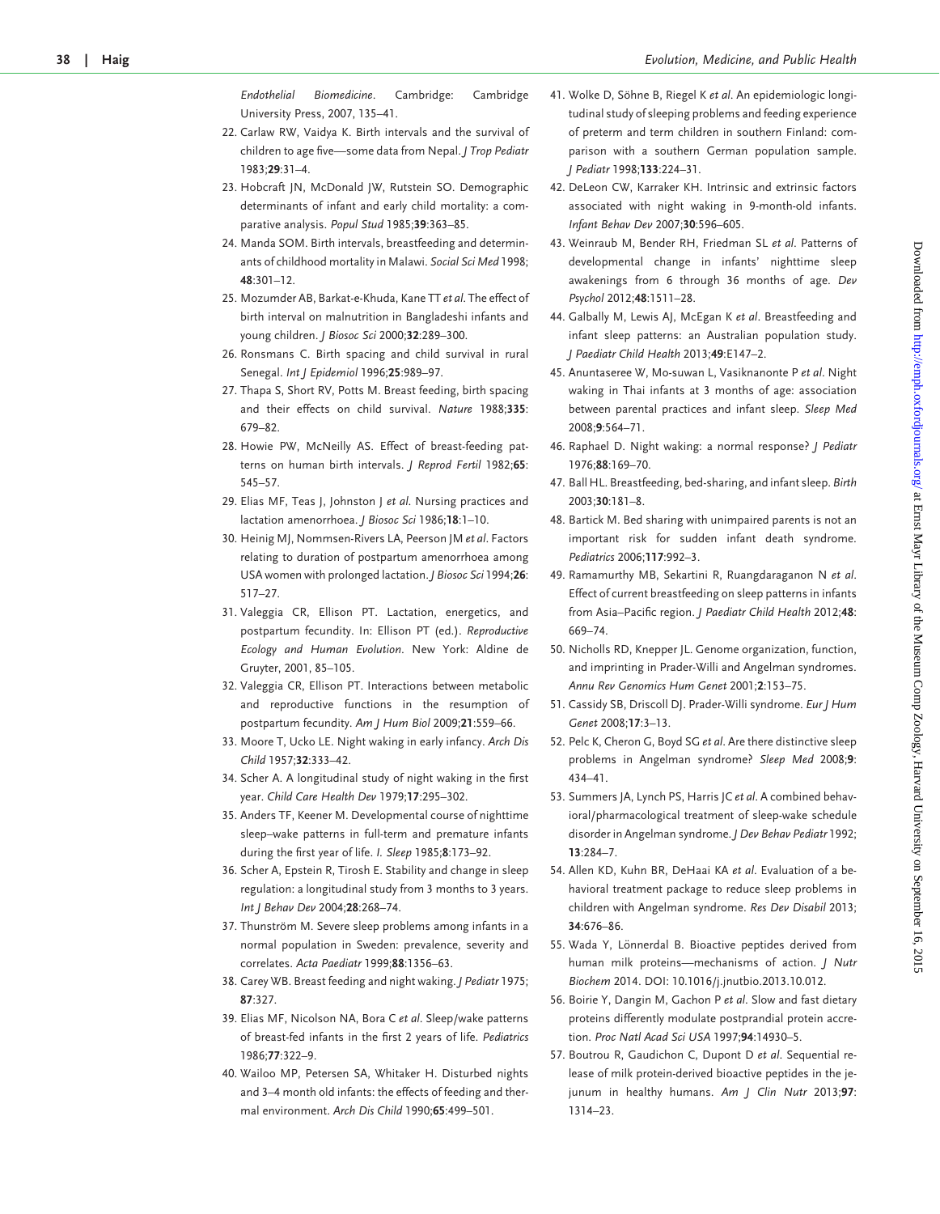*Endothelial Biomedicine*. Cambridge: Cambridge University Press, 2007, 135–41.

22. Carlaw RW, Vaidya K. Birth intervals and the survival of children to age five—some data from Nepal. *J Trop Pediatr* 1983;**29**:31–4.
23. Hobcraft JN, McDonald JW, Rutstein SO. Demographic determinants of infant and early child mortality: a comparative analysis. *Popul Stud* 1985;**39**:363–85.
24. Manda SOM. Birth intervals, breastfeeding and determinants of childhood mortality in Malawi. *Social Sci Med* 1998; **48**:301–12.
25. Mozumder AB, Barkat-e-Khuda, Kane TT *et al*. The effect of birth interval on malnutrition in Bangladeshi infants and young children. *J Biosoc Sci* 2000;**32**:289–300.
26. Ronsmans C. Birth spacing and child survival in rural Senegal. *Int J Epidemiol* 1996;**25**:989–97.
27. Thapa S, Short RV, Potts M. Breast feeding, birth spacing and their effects on child survival. *Nature* 1988;**335**: 679–82.
28. Howie PW, McNeilly AS. Effect of breast-feeding patterns on human birth intervals. *J Reprod Fertil* 1982;**65**: 545–57.
29. Elias MF, Teas J, Johnston J *et al*. Nursing practices and lactation amenorrhoea. *J Biosoc Sci* 1986;**18**:1–10.
30. Heinig MJ, Nommsen-Rivers LA, Peerson JM *et al*. Factors relating to duration of postpartum amenorrhoea among USA women with prolonged lactation. *J Biosoc Sci* 1994;**26**: 517–27.
31. Valeggia CR, Ellison PT. Lactation, energetics, and postpartum fecundity. In: Ellison PT (ed.). *Reproductive Ecology and Human Evolution*. New York: Aldine de Gruyter, 2001, 85–105.
32. Valeggia CR, Ellison PT. Interactions between metabolic and reproductive functions in the resumption of postpartum fecundity. *Am J Hum Biol* 2009;**21**:559–66.
33. Moore T, Ucko LE. Night waking in early infancy. *Arch Dis Child* 1957;**32**:333–42.
34. Scher A. A longitudinal study of night waking in the first year. *Child Care Health Dev* 1979;**17**:295–302.
35. Anders TF, Keener M. Developmental course of nighttime sleep–wake patterns in full-term and premature infants during the first year of life. *I. Sleep* 1985;**8**:173–92.
36. Scher A, Epstein R, Tirosh E. Stability and change in sleep regulation: a longitudinal study from 3 months to 3 years. *Int J Behav Dev* 2004;**28**:268–74.
37. Thunström M. Severe sleep problems among infants in a normal population in Sweden: prevalence, severity and correlates. *Acta Paediatr* 1999;**88**:1356–63.
38. Carey WB. Breast feeding and night waking. *J Pediatr* 1975; **87**:327.
39. Elias MF, Nicolson NA, Bora C *et al*. Sleep/wake patterns of breast-fed infants in the first 2 years of life. *Pediatrics* 1986;**77**:322–9.
40. Wailoo MP, Petersen SA, Whitaker H. Disturbed nights and 3–4 month old infants: the effects of feeding and thermal environment. *Arch Dis Child* 1990;**65**:499–501.
41. Wolke D, Söhne B, Riegel K *et al*. An epidemiologic longitudinal study of sleeping problems and feeding experience of preterm and term children in southern Finland: comparison with a southern German population sample. *J Pediatr* 1998;**133**:224–31.
42. DeLeon CW, Karraker KH. Intrinsic and extrinsic factors associated with night waking in 9-month-old infants. *Infant Behav Dev* 2007;**30**:596–605.
43. Weinraub M, Bender RH, Friedman SL *et al*. Patterns of developmental change in infants' nighttime sleep awakenings from 6 through 36 months of age. *Dev Psychol* 2012;**48**:1511–28.
44. Galbally M, Lewis AJ, McEgan K *et al*. Breastfeeding and infant sleep patterns: an Australian population study. *J Paediatr Child Health* 2013;**49**:E147–2.
45. Anuntaseree W, Mo-suwan L, Vasiknanonte P *et al*. Night waking in Thai infants at 3 months of age: association between parental practices and infant sleep. *Sleep Med* 2008;**9**:564–71.
46. Raphael D. Night waking: a normal response? *J Pediatr* 1976;**88**:169–70.
47. Ball HL. Breastfeeding, bed-sharing, and infant sleep. *Birth* 2003;**30**:181–8.
48. Bartick M. Bed sharing with unimpaired parents is not an important risk for sudden infant death syndrome. *Pediatrics* 2006;**117**:992–3.
49. Ramamurthy MB, Sekartini R, Ruangdaraganon N *et al*. Effect of current breastfeeding on sleep patterns in infants from Asia–Pacific region. *J Paediatr Child Health* 2012;**48**: 669–74.
50. Nicholls RD, Knepper JL. Genome organization, function, and imprinting in Prader-Willi and Angelman syndromes. *Annu Rev Genomics Hum Genet* 2001;**2**:153–75.
51. Cassidy SB, Driscoll DJ. Prader-Willi syndrome. *Eur J Hum Genet* 2008;**17**:3–13.
52. Pelc K, Cheron G, Boyd SG *et al*. Are there distinctive sleep problems in Angelman syndrome? *Sleep Med* 2008;**9**: 434–41.
53. Summers JA, Lynch PS, Harris JC *et al*. A combined behavioral/pharmacological treatment of sleep-wake schedule disorder in Angelman syndrome. *J Dev Behav Pediatr* 1992; **13**:284–7.
54. Allen KD, Kuhn BR, DeHaai KA *et al*. Evaluation of a behavioral treatment package to reduce sleep problems in children with Angelman syndrome. *Res Dev Disabil* 2013; **34**:676–86.
55. Wada Y, Lönnerdal B. Bioactive peptides derived from human milk proteins—mechanisms of action. *J Nutr Biochem* 2014. DOI: 10.1016/j.jnutbio.2013.10.012.
56. Boirie Y, Dangin M, Gachon P *et al*. Slow and fast dietary proteins differently modulate postprandial protein accretion. *Proc Natl Acad Sci USA* 1997;**94**:14930–5.
57. Boutrou R, Gaudichon C, Dupont D *et al*. Sequential release of milk protein-derived bioactive peptides in the jejunum in healthy humans. *Am J Clin Nutr* 2013;**97**: 1314–23.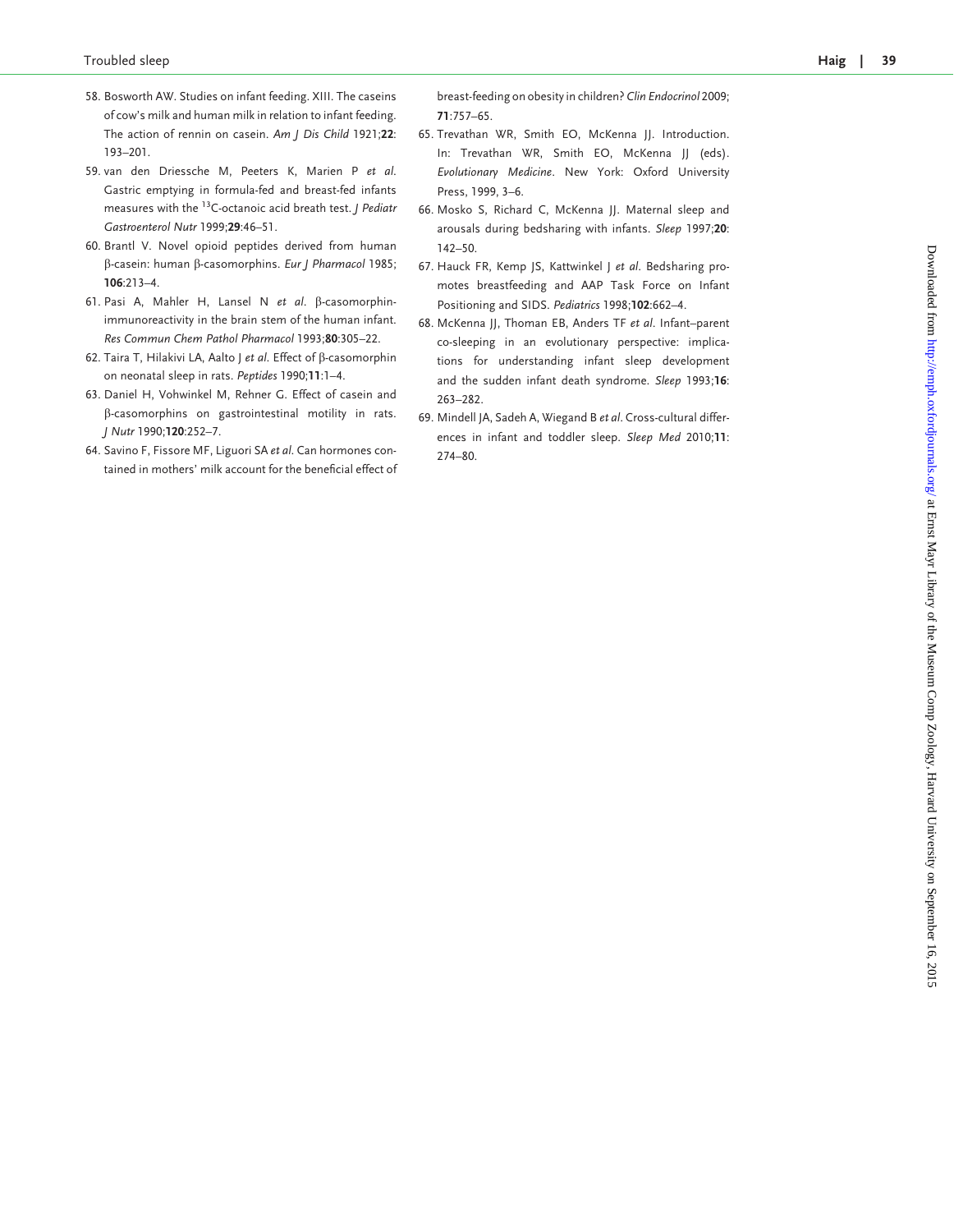58. Bosworth AW. Studies on infant feeding. XIII. The caseins of cow's milk and human milk in relation to infant feeding. The action of rennin on casein. *Am J Dis Child* 1921;**22**: 193–201.
59. van den Driessche M, Peeters K, Marien P *et al*. Gastric emptying in formula-fed and breast-fed infants measures with the $^{13}$C-octanoic acid breath test. *J Pediatr Gastroenterol Nutr* 1999;**29**:46–51.
60. Brantl V. Novel opioid peptides derived from human β-casein: human β-casomorphins. *Eur J Pharmacol* 1985; **106**:213–4.
61. Pasi A, Mahler H, Lansel N *et al*. β-casomorphin-immunoreactivity in the brain stem of the human infant. *Res Commun Chem Pathol Pharmacol* 1993;**80**:305–22.
62. Taira T, Hilakivi LA, Aalto J *et al*. Effect of β-casomorphin on neonatal sleep in rats. *Peptides* 1990;**11**:1–4.
63. Daniel H, Vohwinkel M, Rehner G. Effect of casein and β-casomorphins on gastrointestinal motility in rats. *J Nutr* 1990;**120**:252–7.
64. Savino F, Fissore MF, Liguori SA *et al*. Can hormones contained in mothers' milk account for the beneficial effect of breast-feeding on obesity in children? *Clin Endocrinol* 2009; **71**:757–65.
65. Trevathan WR, Smith EO, McKenna JJ. Introduction. In: Trevathan WR, Smith EO, McKenna JJ (eds). *Evolutionary Medicine*. New York: Oxford University Press, 1999, 3–6.
66. Mosko S, Richard C, McKenna JJ. Maternal sleep and arousals during bedsharing with infants. *Sleep* 1997;**20**: 142–50.
67. Hauck FR, Kemp JS, Kattwinkel J *et al*. Bedsharing promotes breastfeeding and AAP Task Force on Infant Positioning and SIDS. *Pediatrics* 1998;**102**:662–4.
68. McKenna JJ, Thoman EB, Anders TF *et al*. Infant–parent co-sleeping in an evolutionary perspective: implications for understanding infant sleep development and the sudden infant death syndrome. *Sleep* 1993;**16**: 263–282.
69. Mindell JA, Sadeh A, Wiegand B *et al*. Cross-cultural differences in infant and toddler sleep. *Sleep Med* 2010;**11**: 274–80.